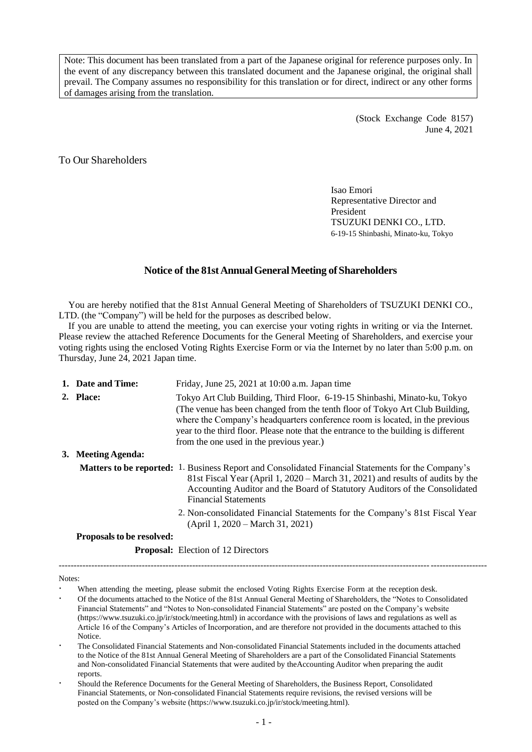Note: This document has been translated from a part of the Japanese original for reference purposes only. In the event of any discrepancy between this translated document and the Japanese original, the original shall prevail. The Company assumes no responsibility for this translation or for direct, indirect or any other forms of damages arising from the translation.

(Stock Exchange Code 8157)
June 4, 2021

To Our Shareholders

Isao Emori
Representative Director and President
TSUZUKI DENKI CO., LTD.
6-19-15 Shinbashi, Minato-ku, Tokyo

# Notice of the 81st Annual General Meeting of Shareholders

You are hereby notified that the 81st Annual General Meeting of Shareholders of TSUZUKI DENKI CO., LTD. (the "Company") will be held for the purposes as described below.

If you are unable to attend the meeting, you can exercise your voting rights in writing or via the Internet. Please review the attached Reference Documents for the General Meeting of Shareholders, and exercise your voting rights using the enclosed Voting Rights Exercise Form or via the Internet by no later than 5:00 p.m. on Thursday, June 24, 2021 Japan time.

**1. Date and Time:** Friday, June 25, 2021 at 10:00 a.m. Japan time

**2. Place:** Tokyo Art Club Building, Third Floor, 6-19-15 Shinbashi, Minato-ku, Tokyo (The venue has been changed from the tenth floor of Tokyo Art Club Building, where the Company's headquarters conference room is located, in the previous year to the third floor. Please note that the entrance to the building is different from the one used in the previous year.)

**3. Meeting Agenda:**

**Matters to be reported:**

1. Business Report and Consolidated Financial Statements for the Company's 81st Fiscal Year (April 1, 2020 – March 31, 2021) and results of audits by the Accounting Auditor and the Board of Statutory Auditors of the Consolidated Financial Statements
2. Non-consolidated Financial Statements for the Company's 81st Fiscal Year (April 1, 2020 – March 31, 2021)

**Proposals to be resolved:**

**Proposal:** Election of 12 Directors

---

Notes:

- When attending the meeting, please submit the enclosed Voting Rights Exercise Form at the reception desk.
- Of the documents attached to the Notice of the 81st Annual General Meeting of Shareholders, the "Notes to Consolidated Financial Statements" and "Notes to Non-consolidated Financial Statements" are posted on the Company's website (https://www.tsuzuki.co.jp/ir/stock/meeting.html) in accordance with the provisions of laws and regulations as well as Article 16 of the Company's Articles of Incorporation, and are therefore not provided in the documents attached to this Notice.
- The Consolidated Financial Statements and Non-consolidated Financial Statements included in the documents attached to the Notice of the 81st Annual General Meeting of Shareholders are a part of the Consolidated Financial Statements and Non-consolidated Financial Statements that were audited by theAccounting Auditor when preparing the audit reports.
- Should the Reference Documents for the General Meeting of Shareholders, the Business Report, Consolidated Financial Statements, or Non-consolidated Financial Statements require revisions, the revised versions will be posted on the Company's website (https://www.tsuzuki.co.jp/ir/stock/meeting.html).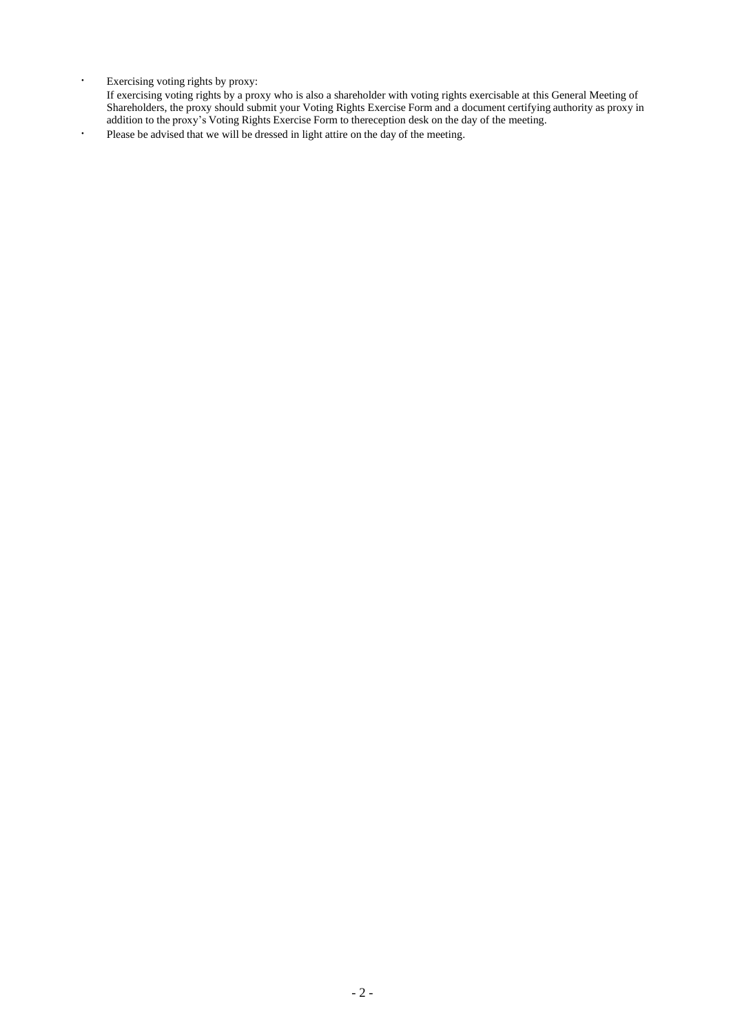- Exercising voting rights by proxy:
  If exercising voting rights by a proxy who is also a shareholder with voting rights exercisable at this General Meeting of Shareholders, the proxy should submit your Voting Rights Exercise Form and a document certifying authority as proxy in addition to the proxy's Voting Rights Exercise Form to thereception desk on the day of the meeting.
- Please be advised that we will be dressed in light attire on the day of the meeting.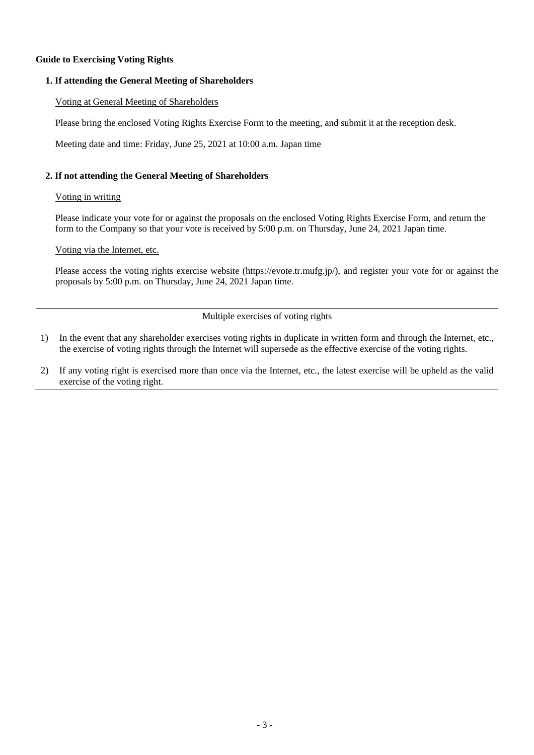**Guide to Exercising Voting Rights**

**1. If attending the General Meeting of Shareholders**

Voting at General Meeting of Shareholders

Please bring the enclosed Voting Rights Exercise Form to the meeting, and submit it at the reception desk.

Meeting date and time: Friday, June 25, 2021 at 10:00 a.m. Japan time

**2. If not attending the General Meeting of Shareholders**

Voting in writing

Please indicate your vote for or against the proposals on the enclosed Voting Rights Exercise Form, and return the form to the Company so that your vote is received by 5:00 p.m. on Thursday, June 24, 2021 Japan time.

Voting via the Internet, etc.

Please access the voting rights exercise website (https://evote.tr.mufg.jp/), and register your vote for or against the proposals by 5:00 p.m. on Thursday, June 24, 2021 Japan time.

---

Multiple exercises of voting rights

1) In the event that any shareholder exercises voting rights in duplicate in written form and through the Internet, etc., the exercise of voting rights through the Internet will supersede as the effective exercise of the voting rights.

2) If any voting right is exercised more than once via the Internet, etc., the latest exercise will be upheld as the valid exercise of the voting right.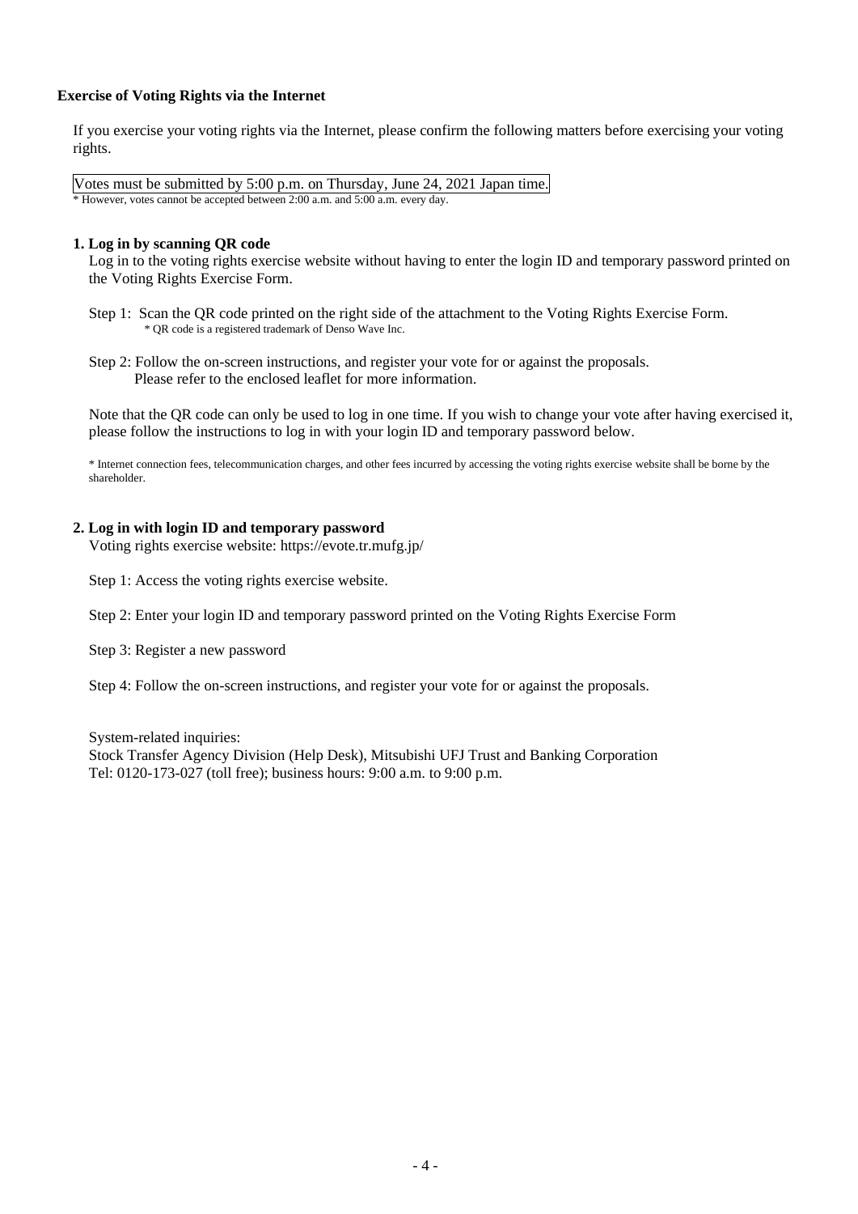**Exercise of Voting Rights via the Internet**

If you exercise your voting rights via the Internet, please confirm the following matters before exercising your voting rights.

Votes must be submitted by 5:00 p.m. on Thursday, June 24, 2021 Japan time.

\* However, votes cannot be accepted between 2:00 a.m. and 5:00 a.m. every day.

**1. Log in by scanning QR code**

Log in to the voting rights exercise website without having to enter the login ID and temporary password printed on the Voting Rights Exercise Form.

Step 1: Scan the QR code printed on the right side of the attachment to the Voting Rights Exercise Form.
\* QR code is a registered trademark of Denso Wave Inc.

Step 2: Follow the on-screen instructions, and register your vote for or against the proposals.
Please refer to the enclosed leaflet for more information.

Note that the QR code can only be used to log in one time. If you wish to change your vote after having exercised it, please follow the instructions to log in with your login ID and temporary password below.

\* Internet connection fees, telecommunication charges, and other fees incurred by accessing the voting rights exercise website shall be borne by the shareholder.

**2. Log in with login ID and temporary password**

Voting rights exercise website: https://evote.tr.mufg.jp/

Step 1: Access the voting rights exercise website.

Step 2: Enter your login ID and temporary password printed on the Voting Rights Exercise Form

Step 3: Register a new password

Step 4: Follow the on-screen instructions, and register your vote for or against the proposals.

System-related inquiries:
Stock Transfer Agency Division (Help Desk), Mitsubishi UFJ Trust and Banking Corporation
Tel: 0120-173-027 (toll free); business hours: 9:00 a.m. to 9:00 p.m.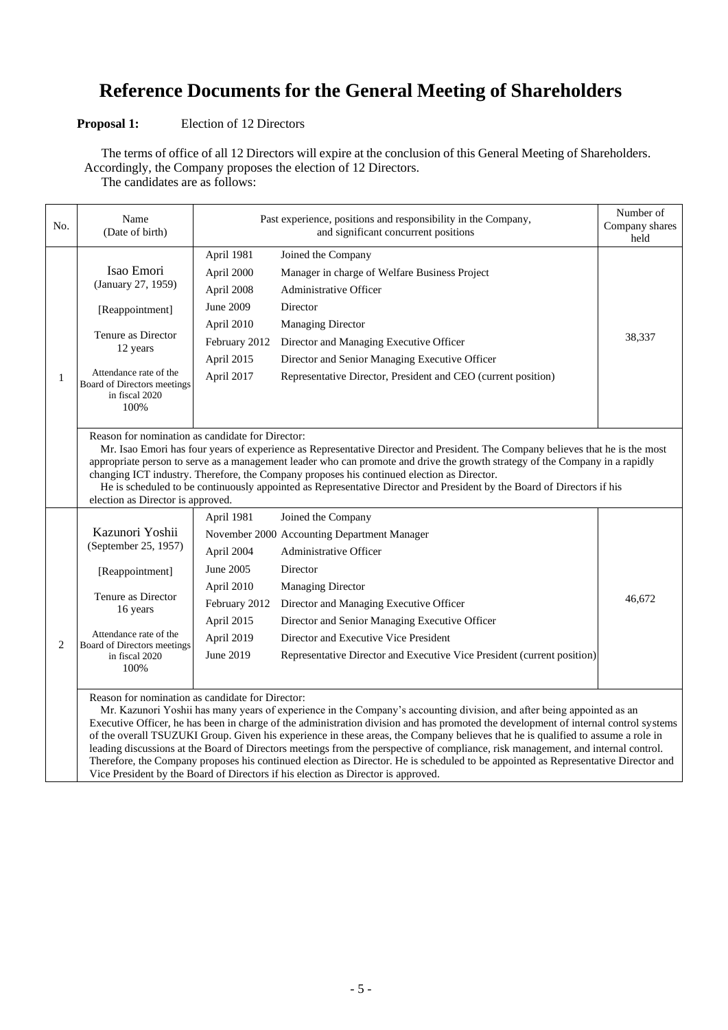# Reference Documents for the General Meeting of Shareholders

**Proposal 1:** Election of 12 Directors

The terms of office of all 12 Directors will expire at the conclusion of this General Meeting of Shareholders. Accordingly, the Company proposes the election of 12 Directors.

The candidates are as follows:

| No. | Name (Date of birth) | Past experience, positions and responsibility in the Company, and significant concurrent positions | | Number of Company shares held |
|---|---|---|---|---|
| 1 | Isao Emori (January 27, 1959) [Reappointment] Tenure as Director 12 years Attendance rate of the Board of Directors meetings in fiscal 2020 100% | April 1981 | Joined the Company | 38,337 |
| | | April 2000 | Manager in charge of Welfare Business Project | |
| | | April 2008 | Administrative Officer | |
| | | June 2009 | Director | |
| | | April 2010 | Managing Director | |
| | | February 2012 | Director and Managing Executive Officer | |
| | | April 2015 | Director and Senior Managing Executive Officer | |
| | | April 2017 | Representative Director, President and CEO (current position) | |
| | Reason for nomination as candidate for Director: Mr. Isao Emori has four years of experience as Representative Director and President. The Company believes that he is the most appropriate person to serve as a management leader who can promote and drive the growth strategy of the Company in a rapidly changing ICT industry. Therefore, the Company proposes his continued election as Director. He is scheduled to be continuously appointed as Representative Director and President by the Board of Directors if his election as Director is approved. | | | |
| 2 | Kazunori Yoshii (September 25, 1957) [Reappointment] Tenure as Director 16 years Attendance rate of the Board of Directors meetings in fiscal 2020 100% | April 1981 | Joined the Company | 46,672 |
| | | November 2000 | Accounting Department Manager | |
| | | April 2004 | Administrative Officer | |
| | | June 2005 | Director | |
| | | April 2010 | Managing Director | |
| | | February 2012 | Director and Managing Executive Officer | |
| | | April 2015 | Director and Senior Managing Executive Officer | |
| | | April 2019 | Director and Executive Vice President | |
| | | June 2019 | Representative Director and Executive Vice President (current position) | |
| | Reason for nomination as candidate for Director: Mr. Kazunori Yoshii has many years of experience in the Company's accounting division, and after being appointed as an Executive Officer, he has been in charge of the administration division and has promoted the development of internal control systems of the overall TSUZUKI Group. Given his experience in these areas, the Company believes that he is qualified to assume a role in leading discussions at the Board of Directors meetings from the perspective of compliance, risk management, and internal control. Therefore, the Company proposes his continued election as Director. He is scheduled to be appointed as Representative Director and Vice President by the Board of Directors if his election as Director is approved. | | | |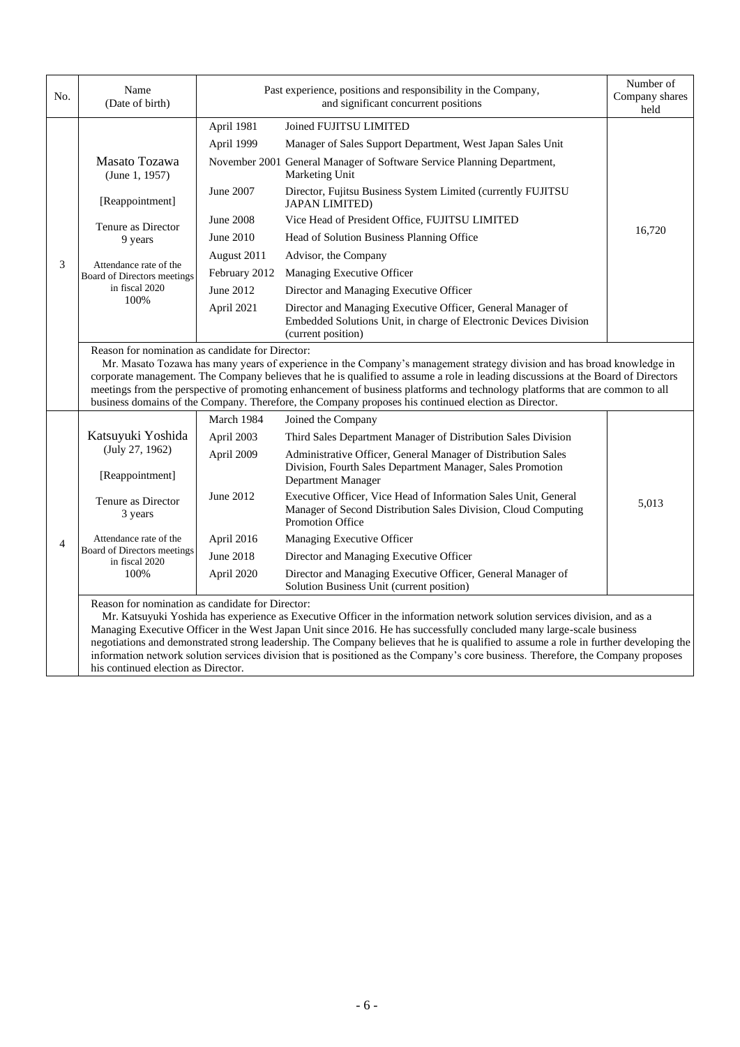| No. | Name (Date of birth) | Past experience, positions and responsibility in the Company, and significant concurrent positions | | Number of Company shares held |
|---|---|---|---|---|
| 3 | Masato Tozawa (June 1, 1957)<br><br>[Reappointment]<br><br>Tenure as Director 9 years<br><br>Attendance rate of the Board of Directors meetings in fiscal 2020 100% | April 1981 | Joined FUJITSU LIMITED | 16,720 |
| | | April 1999 | Manager of Sales Support Department, West Japan Sales Unit | |
| | | November 2001 | General Manager of Software Service Planning Department, Marketing Unit | |
| | | June 2007 | Director, Fujitsu Business System Limited (currently FUJITSU JAPAN LIMITED) | |
| | | June 2008 | Vice Head of President Office, FUJITSU LIMITED | |
| | | June 2010 | Head of Solution Business Planning Office | |
| | | August 2011 | Advisor, the Company | |
| | | February 2012 | Managing Executive Officer | |
| | | June 2012 | Director and Managing Executive Officer | |
| | | April 2021 | Director and Managing Executive Officer, General Manager of Embedded Solutions Unit, in charge of Electronic Devices Division (current position) | |

Reason for nomination as candidate for Director:

Mr. Masato Tozawa has many years of experience in the Company's management strategy division and has broad knowledge in corporate management. The Company believes that he is qualified to assume a role in leading discussions at the Board of Directors meetings from the perspective of promoting enhancement of business platforms and technology platforms that are common to all business domains of the Company. Therefore, the Company proposes his continued election as Director.

| No. | Name (Date of birth) | Past experience, positions and responsibility in the Company, and significant concurrent positions | | Number of Company shares held |
|---|---|---|---|---|
| 4 | Katsuyuki Yoshida (July 27, 1962)<br><br>[Reappointment]<br><br>Tenure as Director 3 years<br><br>Attendance rate of the Board of Directors meetings in fiscal 2020 100% | March 1984 | Joined the Company | 5,013 |
| | | April 2003 | Third Sales Department Manager of Distribution Sales Division | |
| | | April 2009 | Administrative Officer, General Manager of Distribution Sales Division, Fourth Sales Department Manager, Sales Promotion Department Manager | |
| | | June 2012 | Executive Officer, Vice Head of Information Sales Unit, General Manager of Second Distribution Sales Division, Cloud Computing Promotion Office | |
| | | April 2016 | Managing Executive Officer | |
| | | June 2018 | Director and Managing Executive Officer | |
| | | April 2020 | Director and Managing Executive Officer, General Manager of Solution Business Unit (current position) | |

Reason for nomination as candidate for Director:

Mr. Katsuyuki Yoshida has experience as Executive Officer in the information network solution services division, and as a Managing Executive Officer in the West Japan Unit since 2016. He has successfully concluded many large-scale business negotiations and demonstrated strong leadership. The Company believes that he is qualified to assume a role in further developing the information network solution services division that is positioned as the Company's core business. Therefore, the Company proposes his continued election as Director.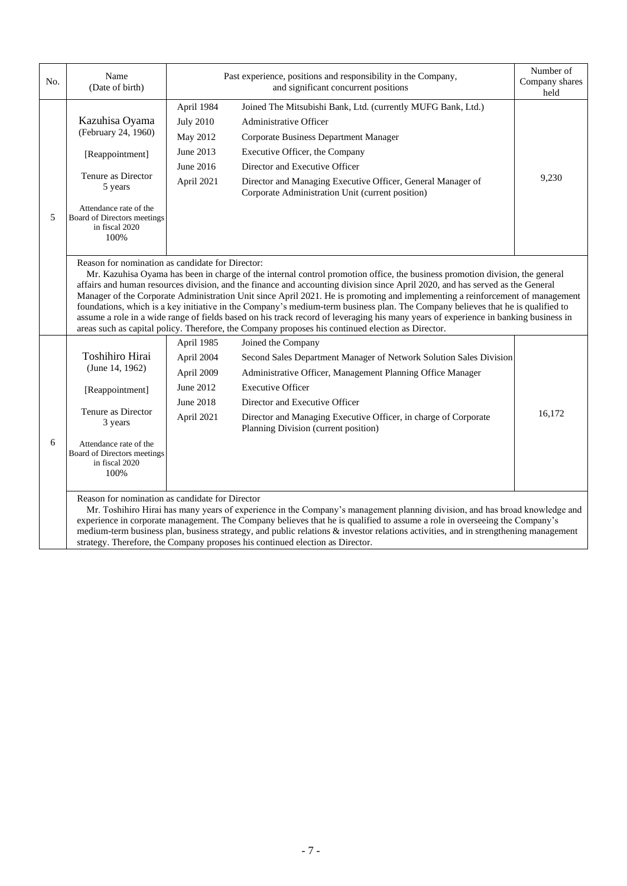| No. | Name (Date of birth) | Past experience, positions and responsibility in the Company, and significant concurrent positions | | Number of Company shares held |
|---|---|---|---|---|
| 5 | Kazuhisa Oyama (February 24, 1960) [Reappointment] Tenure as Director 5 years Attendance rate of the Board of Directors meetings in fiscal 2020 100% | April 1984 | Joined The Mitsubishi Bank, Ltd. (currently MUFG Bank, Ltd.) | 9,230 |
| | | July 2010 | Administrative Officer | |
| | | May 2012 | Corporate Business Department Manager | |
| | | June 2013 | Executive Officer, the Company | |
| | | June 2016 | Director and Executive Officer | |
| | | April 2021 | Director and Managing Executive Officer, General Manager of Corporate Administration Unit (current position) | |
| | Reason for nomination as candidate for Director: Mr. Kazuhisa Oyama has been in charge of the internal control promotion office, the business promotion division, the general affairs and human resources division, and the finance and accounting division since April 2020, and has served as the General Manager of the Corporate Administration Unit since April 2021. He is promoting and implementing a reinforcement of management foundations, which is a key initiative in the Company's medium-term business plan. The Company believes that he is qualified to assume a role in a wide range of fields based on his track record of leveraging his many years of experience in banking business in areas such as capital policy. Therefore, the Company proposes his continued election as Director. | | | |
| 6 | Toshihiro Hirai (June 14, 1962) [Reappointment] Tenure as Director 3 years Attendance rate of the Board of Directors meetings in fiscal 2020 100% | April 1985 | Joined the Company | 16,172 |
| | | April 2004 | Second Sales Department Manager of Network Solution Sales Division | |
| | | April 2009 | Administrative Officer, Management Planning Office Manager | |
| | | June 2012 | Executive Officer | |
| | | June 2018 | Director and Executive Officer | |
| | | April 2021 | Director and Managing Executive Officer, in charge of Corporate Planning Division (current position) | |
| | Reason for nomination as candidate for Director Mr. Toshihiro Hirai has many years of experience in the Company's management planning division, and has broad knowledge and experience in corporate management. The Company believes that he is qualified to assume a role in overseeing the Company's medium-term business plan, business strategy, and public relations & investor relations activities, and in strengthening management strategy. Therefore, the Company proposes his continued election as Director. | | | |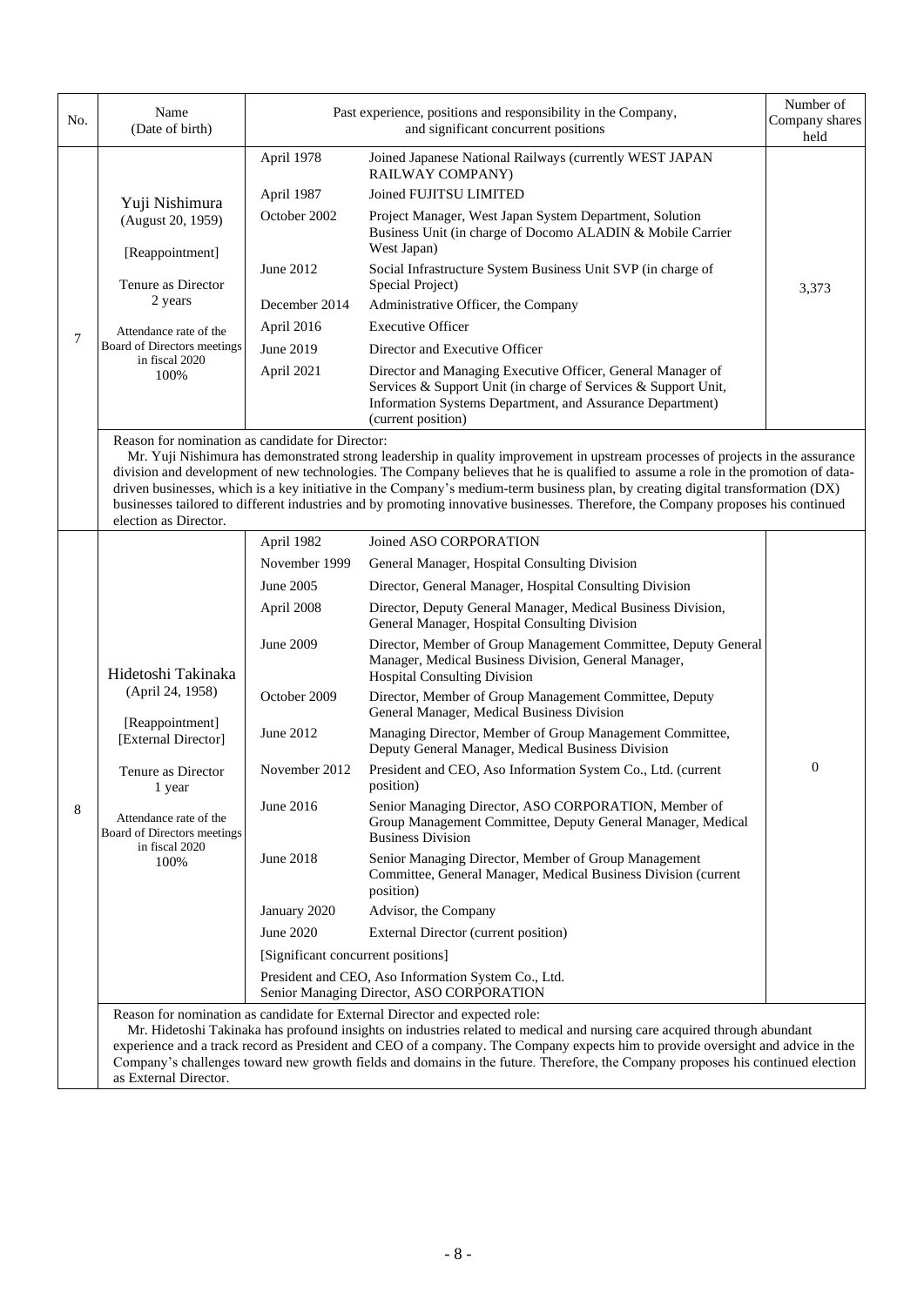| No. | Name (Date of birth) | Past experience, positions and responsibility in the Company, and significant concurrent positions | | Number of Company shares held |
|---|---|---|---|---|
| 7 | Yuji Nishimura (August 20, 1959) [Reappointment] Tenure as Director 2 years Attendance rate of the Board of Directors meetings in fiscal 2020 100% | April 1978 | Joined Japanese National Railways (currently WEST JAPAN RAILWAY COMPANY) | 3,373 |
| | | April 1987 | Joined FUJITSU LIMITED | |
| | | October 2002 | Project Manager, West Japan System Department, Solution Business Unit (in charge of Docomo ALADIN & Mobile Carrier West Japan) | |
| | | June 2012 | Social Infrastructure System Business Unit SVP (in charge of Special Project) | |
| | | December 2014 | Administrative Officer, the Company | |
| | | April 2016 | Executive Officer | |
| | | June 2019 | Director and Executive Officer | |
| | | April 2021 | Director and Managing Executive Officer, General Manager of Services & Support Unit (in charge of Services & Support Unit, Information Systems Department, and Assurance Department) (current position) | |
| | Reason for nomination as candidate for Director: Mr. Yuji Nishimura has demonstrated strong leadership in quality improvement in upstream processes of projects in the assurance division and development of new technologies. The Company believes that he is qualified to assume a role in the promotion of data-driven businesses, which is a key initiative in the Company's medium-term business plan, by creating digital transformation (DX) businesses tailored to different industries and by promoting innovative businesses. Therefore, the Company proposes his continued election as Director. | | | |
| 8 | Hidetoshi Takinaka (April 24, 1958) [Reappointment] [External Director] Tenure as Director 1 year Attendance rate of the Board of Directors meetings in fiscal 2020 100% | April 1982 | Joined ASO CORPORATION | 0 |
| | | November 1999 | General Manager, Hospital Consulting Division | |
| | | June 2005 | Director, General Manager, Hospital Consulting Division | |
| | | April 2008 | Director, Deputy General Manager, Medical Business Division, General Manager, Hospital Consulting Division | |
| | | June 2009 | Director, Member of Group Management Committee, Deputy General Manager, Medical Business Division, General Manager, Hospital Consulting Division | |
| | | October 2009 | Director, Member of Group Management Committee, Deputy General Manager, Medical Business Division | |
| | | June 2012 | Managing Director, Member of Group Management Committee, Deputy General Manager, Medical Business Division | |
| | | November 2012 | President and CEO, Aso Information System Co., Ltd. (current position) | |
| | | June 2016 | Senior Managing Director, ASO CORPORATION, Member of Group Management Committee, Deputy General Manager, Medical Business Division | |
| | | June 2018 | Senior Managing Director, Member of Group Management Committee, General Manager, Medical Business Division (current position) | |
| | | January 2020 | Advisor, the Company | |
| | | June 2020 | External Director (current position) | |
| | | [Significant concurrent positions] President and CEO, Aso Information System Co., Ltd. Senior Managing Director, ASO CORPORATION | | |
| | Reason for nomination as candidate for External Director and expected role: Mr. Hidetoshi Takinaka has profound insights on industries related to medical and nursing care acquired through abundant experience and a track record as President and CEO of a company. The Company expects him to provide oversight and advice in the Company's challenges toward new growth fields and domains in the future. Therefore, the Company proposes his continued election as External Director. | | | |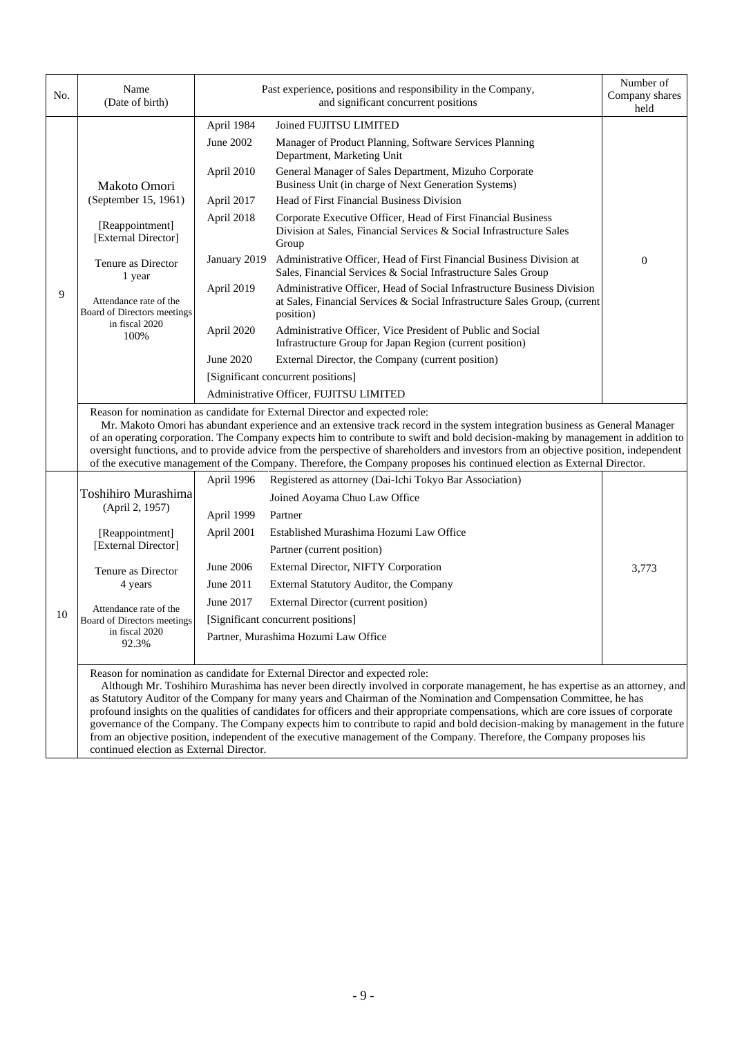| No. | Name (Date of birth) | Past experience, positions and responsibility in the Company, and significant concurrent positions | | Number of Company shares held |
|---|---|---|---|---|
| 9 | Makoto Omori (September 15, 1961) [Reappointment] [External Director] Tenure as Director 1 year Attendance rate of the Board of Directors meetings in fiscal 2020 100% | April 1984 | Joined FUJITSU LIMITED | 0 |
| | | June 2002 | Manager of Product Planning, Software Services Planning Department, Marketing Unit | |
| | | April 2010 | General Manager of Sales Department, Mizuho Corporate Business Unit (in charge of Next Generation Systems) | |
| | | April 2017 | Head of First Financial Business Division | |
| | | April 2018 | Corporate Executive Officer, Head of First Financial Business Division at Sales, Financial Services & Social Infrastructure Sales Group | |
| | | January 2019 | Administrative Officer, Head of First Financial Business Division at Sales, Financial Services & Social Infrastructure Sales Group | |
| | | April 2019 | Administrative Officer, Head of Social Infrastructure Business Division at Sales, Financial Services & Social Infrastructure Sales Group, (current position) | |
| | | April 2020 | Administrative Officer, Vice President of Public and Social Infrastructure Group for Japan Region (current position) | |
| | | June 2020 | External Director, the Company (current position) | |
| | | [Significant concurrent positions] | | |
| | | Administrative Officer, FUJITSU LIMITED | | |
| | Reason for nomination as candidate for External Director and expected role: Mr. Makoto Omori has abundant experience and an extensive track record in the system integration business as General Manager of an operating corporation. The Company expects him to contribute to swift and bold decision-making by management in addition to oversight functions, and to provide advice from the perspective of shareholders and investors from an objective position, independent of the executive management of the Company. Therefore, the Company proposes his continued election as External Director. | | | |
| 10 | Toshihiro Murashima (April 2, 1957) [Reappointment] [External Director] Tenure as Director 4 years Attendance rate of the Board of Directors meetings in fiscal 2020 92.3% | April 1996 | Registered as attorney (Dai-Ichi Tokyo Bar Association) | 3,773 |
| | | | Joined Aoyama Chuo Law Office | |
| | | April 1999 | Partner | |
| | | April 2001 | Established Murashima Hozumi Law Office | |
| | | | Partner (current position) | |
| | | June 2006 | External Director, NIFTY Corporation | |
| | | June 2011 | External Statutory Auditor, the Company | |
| | | June 2017 | External Director (current position) | |
| | | [Significant concurrent positions] | | |
| | | Partner, Murashima Hozumi Law Office | | |
| | Reason for nomination as candidate for External Director and expected role: Although Mr. Toshihiro Murashima has never been directly involved in corporate management, he has expertise as an attorney, and as Statutory Auditor of the Company for many years and Chairman of the Nomination and Compensation Committee, he has profound insights on the qualities of candidates for officers and their appropriate compensations, which are core issues of corporate governance of the Company. The Company expects him to contribute to rapid and bold decision-making by management in the future from an objective position, independent of the executive management of the Company. Therefore, the Company proposes his continued election as External Director. | | | |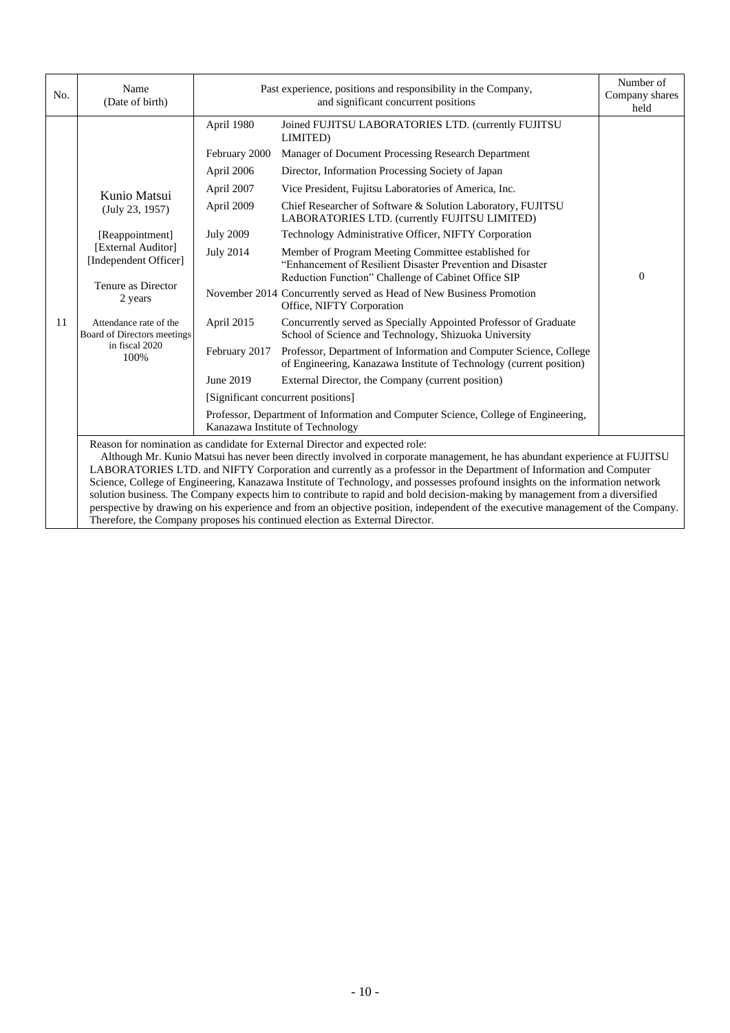| No. | Name (Date of birth) | Past experience, positions and responsibility in the Company, and significant concurrent positions | | Number of Company shares held |
|---|---|---|---|---|
| 11 | Kunio Matsui (July 23, 1957)<br><br>[Reappointment]<br>[External Auditor]<br>[Independent Officer]<br><br>Tenure as Director<br>2 years<br><br>Attendance rate of the Board of Directors meetings in fiscal 2020<br>100% | April 1980 | Joined FUJITSU LABORATORIES LTD. (currently FUJITSU LIMITED) | 0 |
| | | February 2000 | Manager of Document Processing Research Department | |
| | | April 2006 | Director, Information Processing Society of Japan | |
| | | April 2007 | Vice President, Fujitsu Laboratories of America, Inc. | |
| | | April 2009 | Chief Researcher of Software & Solution Laboratory, FUJITSU LABORATORIES LTD. (currently FUJITSU LIMITED) | |
| | | July 2009 | Technology Administrative Officer, NIFTY Corporation | |
| | | July 2014 | Member of Program Meeting Committee established for "Enhancement of Resilient Disaster Prevention and Disaster Reduction Function" Challenge of Cabinet Office SIP | |
| | | November 2014 | Concurrently served as Head of New Business Promotion Office, NIFTY Corporation | |
| | | April 2015 | Concurrently served as Specially Appointed Professor of Graduate School of Science and Technology, Shizuoka University | |
| | | February 2017 | Professor, Department of Information and Computer Science, College of Engineering, Kanazawa Institute of Technology (current position) | |
| | | June 2019 | External Director, the Company (current position) | |
| | | [Significant concurrent positions] | | |
| | | Professor, Department of Information and Computer Science, College of Engineering, Kanazawa Institute of Technology | | |

Reason for nomination as candidate for External Director and expected role:

Although Mr. Kunio Matsui has never been directly involved in corporate management, he has abundant experience at FUJITSU LABORATORIES LTD. and NIFTY Corporation and currently as a professor in the Department of Information and Computer Science, College of Engineering, Kanazawa Institute of Technology, and possesses profound insights on the information network solution business. The Company expects him to contribute to rapid and bold decision-making by management from a diversified perspective by drawing on his experience and from an objective position, independent of the executive management of the Company. Therefore, the Company proposes his continued election as External Director.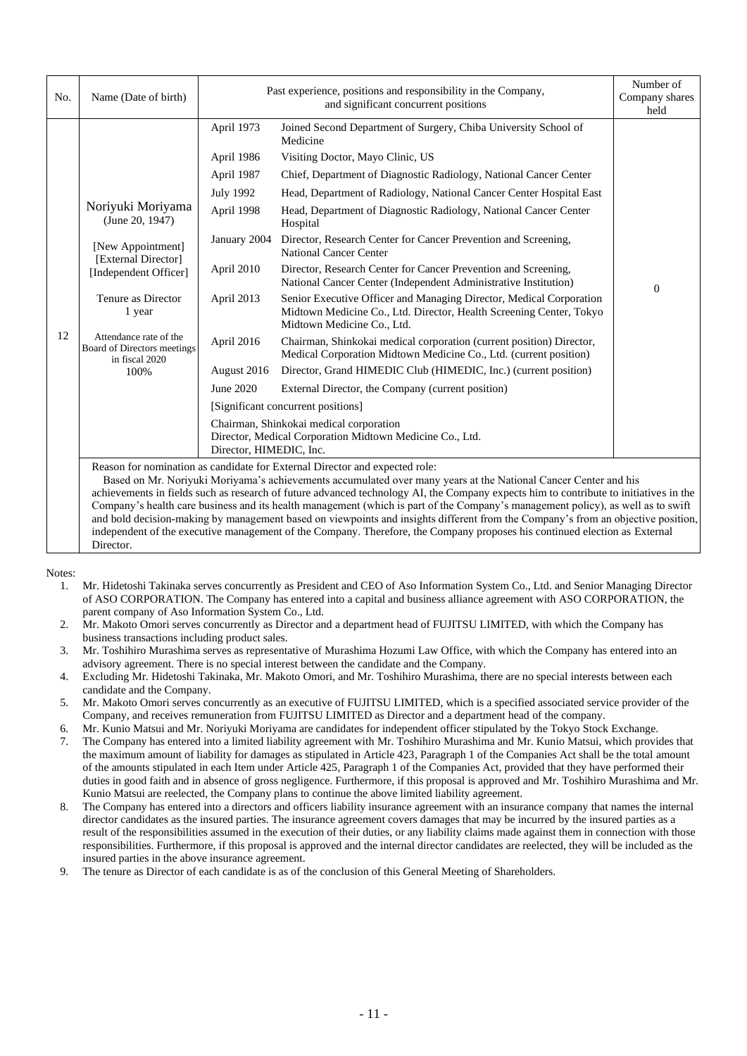| No. | Name (Date of birth) | Past experience, positions and responsibility in the Company, and significant concurrent positions | | Number of Company shares held |
|---|---|---|---|---|
| 12 | Noriyuki Moriyama (June 20, 1947)<br><br>[New Appointment]<br>[External Director]<br>[Independent Officer]<br><br>Tenure as Director<br>1 year<br><br>Attendance rate of the Board of Directors meetings in fiscal 2020<br>100% | April 1973 | Joined Second Department of Surgery, Chiba University School of Medicine | 0 |
| | | April 1986 | Visiting Doctor, Mayo Clinic, US | |
| | | April 1987 | Chief, Department of Diagnostic Radiology, National Cancer Center | |
| | | July 1992 | Head, Department of Radiology, National Cancer Center Hospital East | |
| | | April 1998 | Head, Department of Diagnostic Radiology, National Cancer Center Hospital | |
| | | January 2004 | Director, Research Center for Cancer Prevention and Screening, National Cancer Center | |
| | | April 2010 | Director, Research Center for Cancer Prevention and Screening, National Cancer Center (Independent Administrative Institution) | |
| | | April 2013 | Senior Executive Officer and Managing Director, Medical Corporation Midtown Medicine Co., Ltd. Director, Health Screening Center, Tokyo Midtown Medicine Co., Ltd. | |
| | | April 2016 | Chairman, Shinkokai medical corporation (current position) Director, Medical Corporation Midtown Medicine Co., Ltd. (current position) | |
| | | August 2016 | Director, Grand HIMEDIC Club (HIMEDIC, Inc.) (current position) | |
| | | June 2020 | External Director, the Company (current position) | |
| | | [Significant concurrent positions]<br>Chairman, Shinkokai medical corporation<br>Director, Medical Corporation Midtown Medicine Co., Ltd.<br>Director, HIMEDIC, Inc. | | |
| | Reason for nomination as candidate for External Director and expected role:<br>Based on Mr. Noriyuki Moriyama's achievements accumulated over many years at the National Cancer Center and his achievements in fields such as research of future advanced technology AI, the Company expects him to contribute to initiatives in the Company's health care business and its health management (which is part of the Company's management policy), as well as to swift and bold decision-making by management based on viewpoints and insights different from the Company's from an objective position, independent of the executive management of the Company. Therefore, the Company proposes his continued election as External Director. | | | |

Notes:

1. Mr. Hidetoshi Takinaka serves concurrently as President and CEO of Aso Information System Co., Ltd. and Senior Managing Director of ASO CORPORATION. The Company has entered into a capital and business alliance agreement with ASO CORPORATION, the parent company of Aso Information System Co., Ltd.
2. Mr. Makoto Omori serves concurrently as Director and a department head of FUJITSU LIMITED, with which the Company has business transactions including product sales.
3. Mr. Toshihiro Murashima serves as representative of Murashima Hozumi Law Office, with which the Company has entered into an advisory agreement. There is no special interest between the candidate and the Company.
4. Excluding Mr. Hidetoshi Takinaka, Mr. Makoto Omori, and Mr. Toshihiro Murashima, there are no special interests between each candidate and the Company.
5. Mr. Makoto Omori serves concurrently as an executive of FUJITSU LIMITED, which is a specified associated service provider of the Company, and receives remuneration from FUJITSU LIMITED as Director and a department head of the company.
6. Mr. Kunio Matsui and Mr. Noriyuki Moriyama are candidates for independent officer stipulated by the Tokyo Stock Exchange.
7. The Company has entered into a limited liability agreement with Mr. Toshihiro Murashima and Mr. Kunio Matsui, which provides that the maximum amount of liability for damages as stipulated in Article 423, Paragraph 1 of the Companies Act shall be the total amount of the amounts stipulated in each Item under Article 425, Paragraph 1 of the Companies Act, provided that they have performed their duties in good faith and in absence of gross negligence. Furthermore, if this proposal is approved and Mr. Toshihiro Murashima and Mr. Kunio Matsui are reelected, the Company plans to continue the above limited liability agreement.
8. The Company has entered into a directors and officers liability insurance agreement with an insurance company that names the internal director candidates as the insured parties. The insurance agreement covers damages that may be incurred by the insured parties as a result of the responsibilities assumed in the execution of their duties, or any liability claims made against them in connection with those responsibilities. Furthermore, if this proposal is approved and the internal director candidates are reelected, they will be included as the insured parties in the above insurance agreement.
9. The tenure as Director of each candidate is as of the conclusion of this General Meeting of Shareholders.